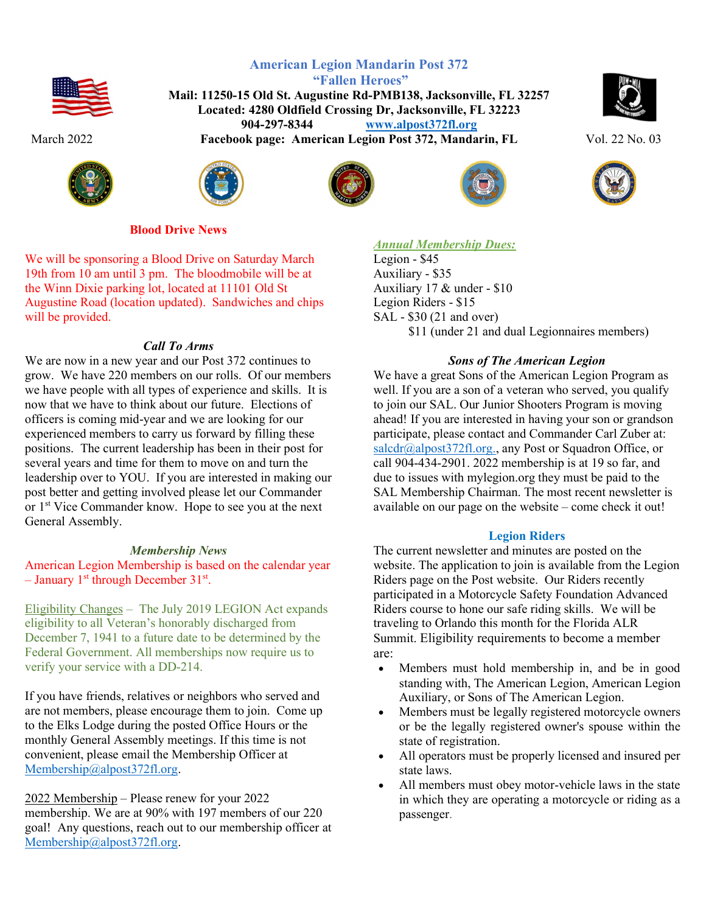# American Legion Mandarin Post 372

## "Fallen Heroes"

**Mail: 11250-15 Old St. Augustine Rd-PMB138, Jacksonville, FL 32257**
**Located: 4280 Oldfield Crossing Dr, Jacksonville, FL 32223**
**904-297-8344 www.alpost372fl.org**
**Facebook page: American Legion Post 372, Mandarin, FL**

March 2022 Vol. 22 No. 03

### Blood Drive News

We will be sponsoring a Blood Drive on Saturday March 19th from 10 am until 3 pm. The bloodmobile will be at the Winn Dixie parking lot, located at 11101 Old St Augustine Road (location updated). Sandwiches and chips will be provided.

### *Call To Arms*

We are now in a new year and our Post 372 continues to grow. We have 220 members on our rolls. Of our members we have people with all types of experience and skills. It is now that we have to think about our future. Elections of officers is coming mid-year and we are looking for our experienced members to carry us forward by filling these positions. The current leadership has been in their post for several years and time for them to move on and turn the leadership over to YOU. If you are interested in making our post better and getting involved please let our Commander or 1st Vice Commander know. Hope to see you at the next General Assembly.

### *Membership News*

American Legion Membership is based on the calendar year – January 1st through December 31st.

Eligibility Changes – The July 2019 LEGION Act expands eligibility to all Veteran's honorably discharged from December 7, 1941 to a future date to be determined by the Federal Government. All memberships now require us to verify your service with a DD-214.

If you have friends, relatives or neighbors who served and are not members, please encourage them to join. Come up to the Elks Lodge during the posted Office Hours or the monthly General Assembly meetings. If this time is not convenient, please email the Membership Officer at Membership@alpost372fl.org.

2022 Membership – Please renew for your 2022 membership. We are at 90% with 197 members of our 220 goal! Any questions, reach out to our membership officer at Membership@alpost372fl.org.

### *Annual Membership Dues:*

Legion - $45
Auxiliary - $35
Auxiliary 17 & under - $10
Legion Riders - $15
SAL - $30 (21 and over)
$11 (under 21 and dual Legionnaires members)

### *Sons of The American Legion*

We have a great Sons of the American Legion Program as well. If you are a son of a veteran who served, you qualify to join our SAL. Our Junior Shooters Program is moving ahead! If you are interested in having your son or grandson participate, please contact and Commander Carl Zuber at: salcdr@alpost372fl.org., any Post or Squadron Office, or call 904-434-2901. 2022 membership is at 19 so far, and due to issues with mylegion.org they must be paid to the SAL Membership Chairman. The most recent newsletter is available on our page on the website – come check it out!

### Legion Riders

The current newsletter and minutes are posted on the website. The application to join is available from the Legion Riders page on the Post website. Our Riders recently participated in a Motorcycle Safety Foundation Advanced Riders course to hone our safe riding skills. We will be traveling to Orlando this month for the Florida ALR Summit. Eligibility requirements to become a member are:

- Members must hold membership in, and be in good standing with, The American Legion, American Legion Auxiliary, or Sons of The American Legion.
- Members must be legally registered motorcycle owners or be the legally registered owner's spouse within the state of registration.
- All operators must be properly licensed and insured per state laws.
- All members must obey motor-vehicle laws in the state in which they are operating a motorcycle or riding as a passenger.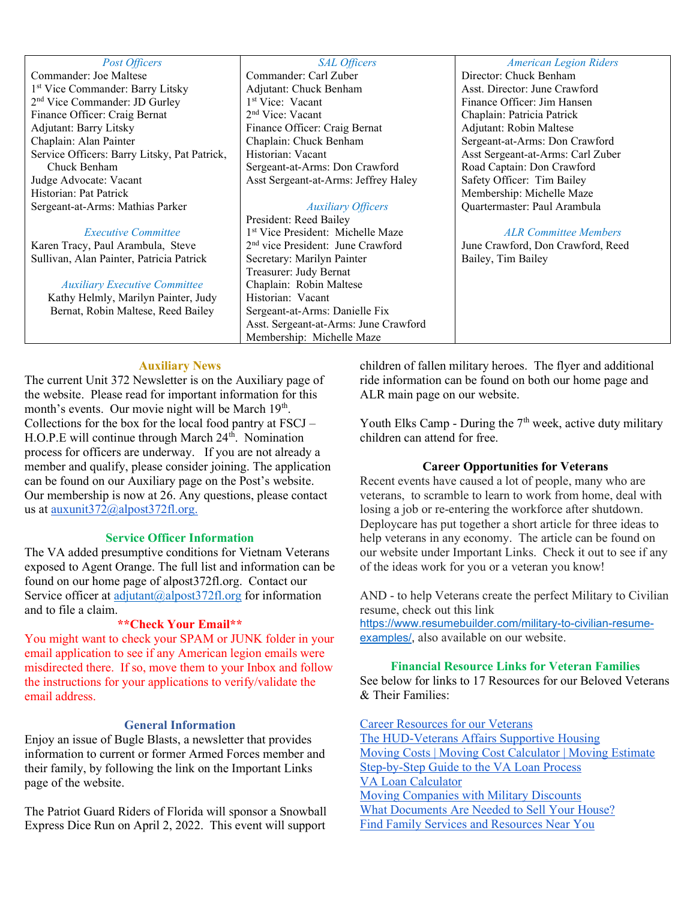| *Post Officers* | *SAL Officers* | *American Legion Riders* |
|---|---|---|
| Commander: Joe Maltese<br>1st Vice Commander: Barry Litsky<br>2nd Vice Commander: JD Gurley<br>Finance Officer: Craig Bernat<br>Adjutant: Barry Litsky<br>Chaplain: Alan Painter<br>Service Officers: Barry Litsky, Pat Patrick, Chuck Benham<br>Judge Advocate: Vacant<br>Historian: Pat Patrick<br>Sergeant-at-Arms: Mathias Parker<br><br>*Executive Committee*<br>Karen Tracy, Paul Arambula, Steve Sullivan, Alan Painter, Patricia Patrick<br><br>*Auxiliary Executive Committee*<br>Kathy Helmly, Marilyn Painter, Judy Bernat, Robin Maltese, Reed Bailey | Commander: Carl Zuber<br>Adjutant: Chuck Benham<br>1st Vice: Vacant<br>2nd Vice: Vacant<br>Finance Officer: Craig Bernat<br>Chaplain: Chuck Benham<br>Historian: Vacant<br>Sergeant-at-Arms: Don Crawford<br>Asst Sergeant-at-Arms: Jeffrey Haley<br><br>*Auxiliary Officers*<br>President: Reed Bailey<br>1st Vice President: Michelle Maze<br>2nd vice President: June Crawford<br>Secretary: Marilyn Painter<br>Treasurer: Judy Bernat<br>Chaplain: Robin Maltese<br>Historian: Vacant<br>Sergeant-at-Arms: Danielle Fix<br>Asst. Sergeant-at-Arms: June Crawford<br>Membership: Michelle Maze | Director: Chuck Benham<br>Asst. Director: June Crawford<br>Finance Officer: Jim Hansen<br>Chaplain: Patricia Patrick<br>Adjutant: Robin Maltese<br>Sergeant-at-Arms: Don Crawford<br>Asst Sergeant-at-Arms: Carl Zuber<br>Road Captain: Don Crawford<br>Safety Officer: Tim Bailey<br>Membership: Michelle Maze<br>Quartermaster: Paul Arambula<br><br>*ALR Committee Members*<br>June Crawford, Don Crawford, Reed Bailey, Tim Bailey |

## Auxiliary News

The current Unit 372 Newsletter is on the Auxiliary page of the website. Please read for important information for this month's events. Our movie night will be March 19th. Collections for the box for the local food pantry at FSCJ – H.O.P.E will continue through March 24th. Nomination process for officers are underway. If you are not already a member and qualify, please consider joining. The application can be found on our Auxiliary page on the Post's website. Our membership is now at 26. Any questions, please contact us at auxunit372@alpost372fl.org.

## Service Officer Information

The VA added presumptive conditions for Vietnam Veterans exposed to Agent Orange. The full list and information can be found on our home page of alpost372fl.org. Contact our Service officer at adjutant@alpost372fl.org for information and to file a claim.

## \*\*Check Your Email\*\*

You might want to check your SPAM or JUNK folder in your email application to see if any American legion emails were misdirected there. If so, move them to your Inbox and follow the instructions for your applications to verify/validate the email address.

## General Information

Enjoy an issue of Bugle Blasts, a newsletter that provides information to current or former Armed Forces member and their family, by following the link on the Important Links page of the website.

The Patriot Guard Riders of Florida will sponsor a Snowball Express Dice Run on April 2, 2022. This event will support children of fallen military heroes. The flyer and additional ride information can be found on both our home page and ALR main page on our website.

Youth Elks Camp - During the 7th week, active duty military children can attend for free.

## Career Opportunities for Veterans

Recent events have caused a lot of people, many who are veterans, to scramble to learn to work from home, deal with losing a job or re-entering the workforce after shutdown. Deploycare has put together a short article for three ideas to help veterans in any economy. The article can be found on our website under Important Links. Check it out to see if any of the ideas work for you or a veteran you know!

AND - to help Veterans create the perfect Military to Civilian resume, check out this link https://www.resumebuilder.com/military-to-civilian-resume-examples/, also available on our website.

## Financial Resource Links for Veteran Families

See below for links to 17 Resources for our Beloved Veterans & Their Families:

Career Resources for our Veterans
The HUD-Veterans Affairs Supportive Housing
Moving Costs | Moving Cost Calculator | Moving Estimate
Step-by-Step Guide to the VA Loan Process
VA Loan Calculator
Moving Companies with Military Discounts
What Documents Are Needed to Sell Your House?
Find Family Services and Resources Near You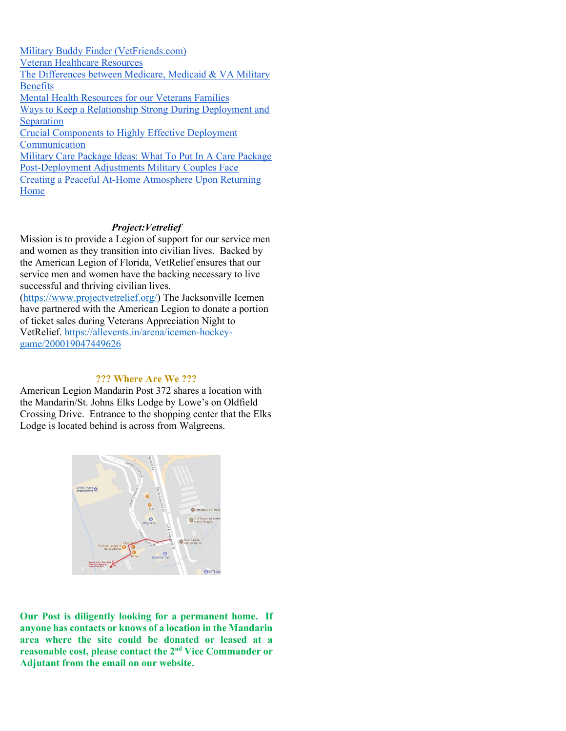Military Buddy Finder (VetFriends.com)
Veteran Healthcare Resources
The Differences between Medicare, Medicaid & VA Military Benefits
Mental Health Resources for our Veterans Families
Ways to Keep a Relationship Strong During Deployment and Separation
Crucial Components to Highly Effective Deployment Communication
Military Care Package Ideas: What To Put In A Care Package
Post-Deployment Adjustments Military Couples Face
Creating a Peaceful At-Home Atmosphere Upon Returning Home

***Project:Vetrelief***

Mission is to provide a Legion of support for our service men and women as they transition into civilian lives. Backed by the American Legion of Florida, VetRelief ensures that our service men and women have the backing necessary to live successful and thriving civilian lives. (https://www.projectvetrelief.org/) The Jacksonville Icemen have partnered with the American Legion to donate a portion of ticket sales during Veterans Appreciation Night to VetRelief. https://allevents.in/arena/icemen-hockey-game/200019047449626

**??? Where Are We ???**

American Legion Mandarin Post 372 shares a location with the Mandarin/St. Johns Elks Lodge by Lowe's on Oldfield Crossing Drive. Entrance to the shopping center that the Elks Lodge is located behind is across from Walgreens.

**Our Post is diligently looking for a permanent home. If anyone has contacts or knows of a location in the Mandarin area where the site could be donated or leased at a reasonable cost, please contact the 2nd Vice Commander or Adjutant from the email on our website.**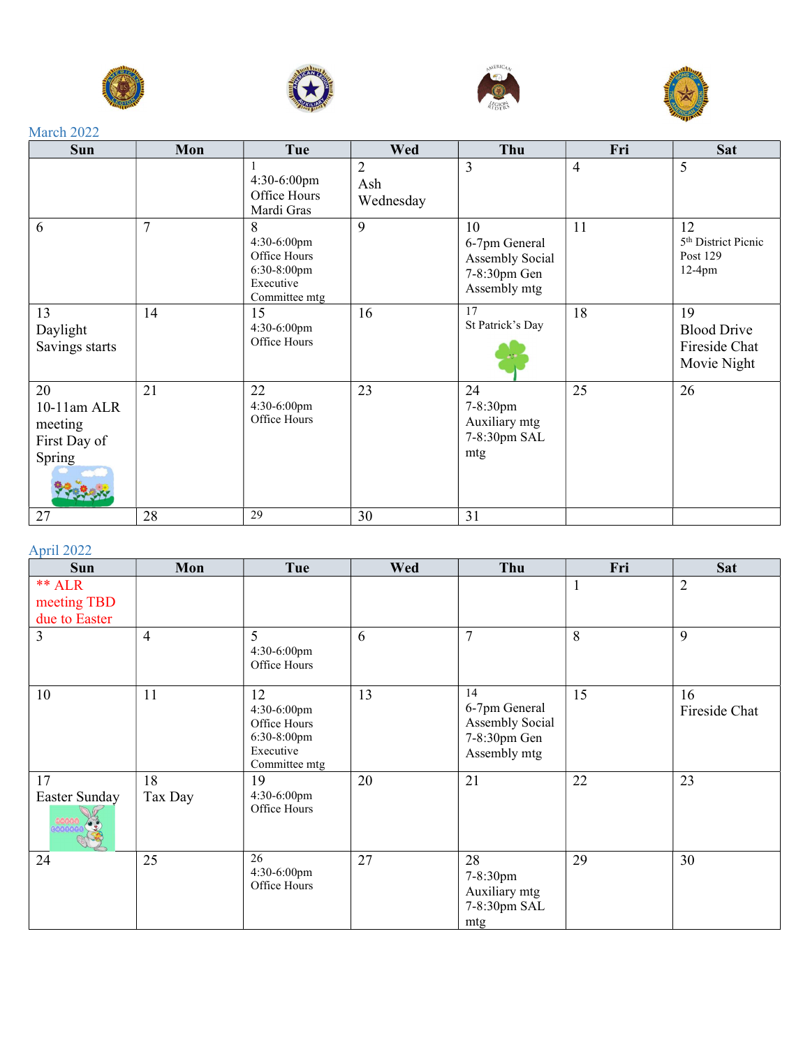March 2022

| Sun | Mon | Tue | Wed | Thu | Fri | Sat |
|---|---|---|---|---|---|---|
| | | 1<br>4:30-6:00pm Office Hours<br>Mardi Gras | 2<br>Ash Wednesday | 3 | 4 | 5 |
| 6 | 7 | 8<br>4:30-6:00pm Office Hours<br>6:30-8:00pm Executive Committee mtg | 9 | 10<br>6-7pm General Assembly Social<br>7-8:30pm Gen Assembly mtg | 11 | 12<br>5th District Picnic Post 129<br>12-4pm |
| 13<br>Daylight Savings starts | 14 | 15<br>4:30-6:00pm Office Hours | 16 | 17<br>St Patrick's Day | 18 | 19<br>Blood Drive<br>Fireside Chat<br>Movie Night |
| 20<br>10-11am ALR meeting<br>First Day of Spring | 21 | 22<br>4:30-6:00pm Office Hours | 23 | 24<br>7-8:30pm Auxiliary mtg<br>7-8:30pm SAL mtg | 25 | 26 |
| 27 | 28 | 29 | 30 | 31 | | |

April 2022

| Sun | Mon | Tue | Wed | Thu | Fri | Sat |
|---|---|---|---|---|---|---|
| ** ALR meeting TBD due to Easter | | | | | 1 | 2 |
| 3 | 4 | 5<br>4:30-6:00pm Office Hours | 6 | 7 | 8 | 9 |
| 10 | 11 | 12<br>4:30-6:00pm Office Hours<br>6:30-8:00pm Executive Committee mtg | 13 | 14<br>6-7pm General Assembly Social<br>7-8:30pm Gen Assembly mtg | 15 | 16<br>Fireside Chat |
| 17<br>Easter Sunday | 18<br>Tax Day | 19<br>4:30-6:00pm Office Hours | 20 | 21 | 22 | 23 |
| 24 | 25 | 26<br>4:30-6:00pm Office Hours | 27 | 28<br>7-8:30pm Auxiliary mtg<br>7-8:30pm SAL mtg | 29 | 30 |